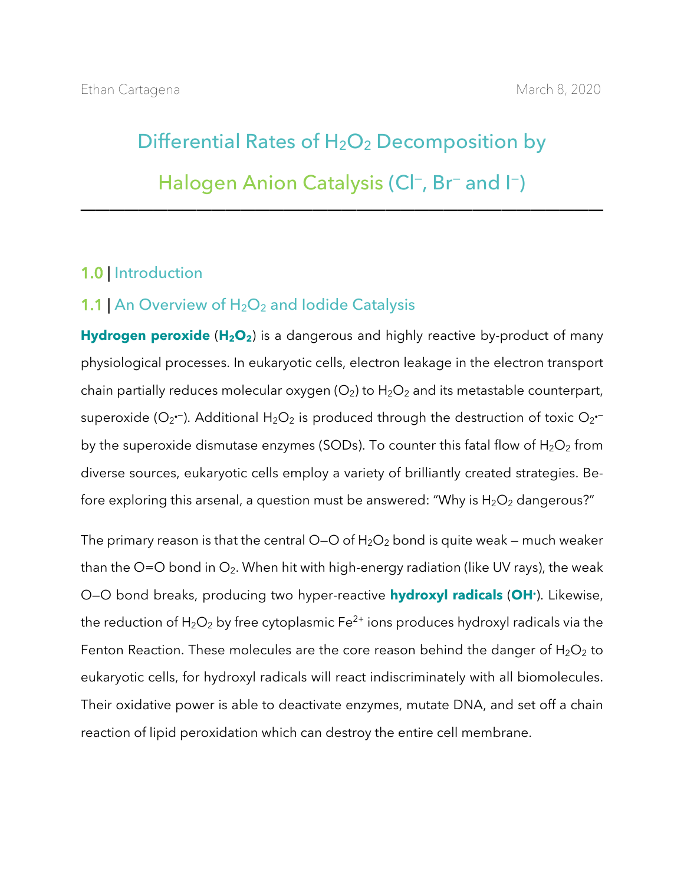Ethan Cartagena March 8, 2020

# Differential Rates of $H_2O_2$ Decomposition by Halogen Anion Catalysis ($Cl^-$, $Br^-$ and $I^-$)

---

## 1.0 | Introduction

### 1.1 | An Overview of $H_2O_2$ and Iodide Catalysis

**Hydrogen peroxide** (**$H_2O_2$**) is a dangerous and highly reactive by-product of many physiological processes. In eukaryotic cells, electron leakage in the electron transport chain partially reduces molecular oxygen ($O_2$) to $H_2O_2$ and its metastable counterpart, superoxide ($O_2^{\bullet-}$). Additional $H_2O_2$ is produced through the destruction of toxic $O_2^{\bullet-}$ by the superoxide dismutase enzymes (SODs). To counter this fatal flow of $H_2O_2$ from diverse sources, eukaryotic cells employ a variety of brilliantly created strategies. Before exploring this arsenal, a question must be answered: "Why is $H_2O_2$ dangerous?"

The primary reason is that the central O—O of $H_2O_2$ bond is quite weak — much weaker than the O=O bond in $O_2$. When hit with high-energy radiation (like UV rays), the weak O—O bond breaks, producing two hyper-reactive **hydroxyl radicals** (**$OH^{\bullet}$**). Likewise, the reduction of $H_2O_2$ by free cytoplasmic $Fe^{2+}$ ions produces hydroxyl radicals via the Fenton Reaction. These molecules are the core reason behind the danger of $H_2O_2$ to eukaryotic cells, for hydroxyl radicals will react indiscriminately with all biomolecules. Their oxidative power is able to deactivate enzymes, mutate DNA, and set off a chain reaction of lipid peroxidation which can destroy the entire cell membrane.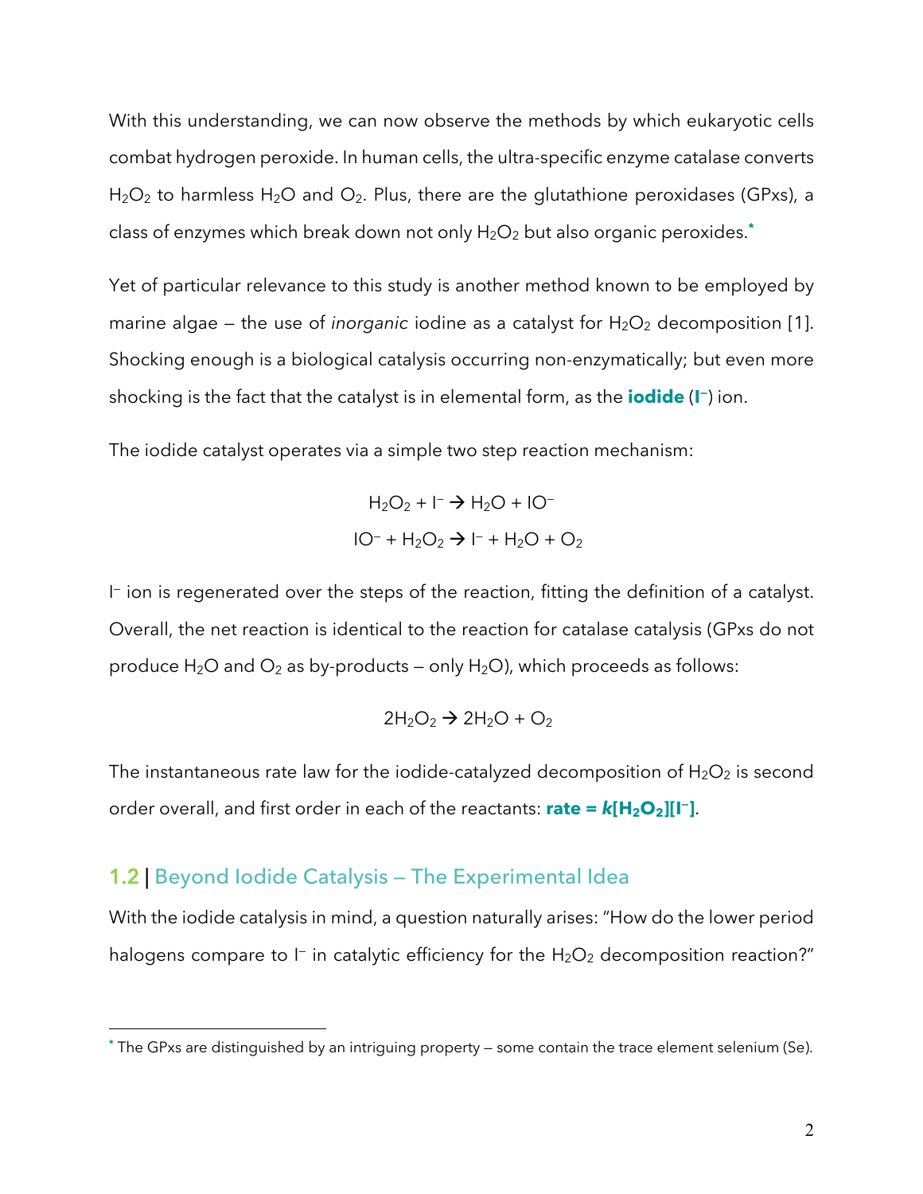With this understanding, we can now observe the methods by which eukaryotic cells combat hydrogen peroxide. In human cells, the ultra-specific enzyme catalase converts $H_2O_2$ to harmless $H_2O$ and $O_2$. Plus, there are the glutathione peroxidases (GPxs), a class of enzymes which break down not only $H_2O_2$ but also organic peroxides.*

Yet of particular relevance to this study is another method known to be employed by marine algae – the use of *inorganic* iodine as a catalyst for $H_2O_2$ decomposition [1]. Shocking enough is a biological catalysis occurring non-enzymatically; but even more shocking is the fact that the catalyst is in elemental form, as the **iodide** ($I^-$) ion.

The iodide catalyst operates via a simple two step reaction mechanism:

$$H_2O_2 + I^- \rightarrow H_2O + IO^-$$

$$IO^- + H_2O_2 \rightarrow I^- + H_2O + O_2$$

$I^-$ ion is regenerated over the steps of the reaction, fitting the definition of a catalyst. Overall, the net reaction is identical to the reaction for catalase catalysis (GPxs do not produce $H_2O$ and $O_2$ as by-products – only $H_2O$), which proceeds as follows:

$$2H_2O_2 \rightarrow 2H_2O + O_2$$

The instantaneous rate law for the iodide-catalyzed decomposition of $H_2O_2$ is second order overall, and first order in each of the reactants: **rate = $k[H_2O_2][I^-]$**.

## 1.2 | Beyond Iodide Catalysis – The Experimental Idea

With the iodide catalysis in mind, a question naturally arises: "How do the lower period halogens compare to $I^-$ in catalytic efficiency for the $H_2O_2$ decomposition reaction?"

---

* The GPxs are distinguished by an intriguing property – some contain the trace element selenium (Se).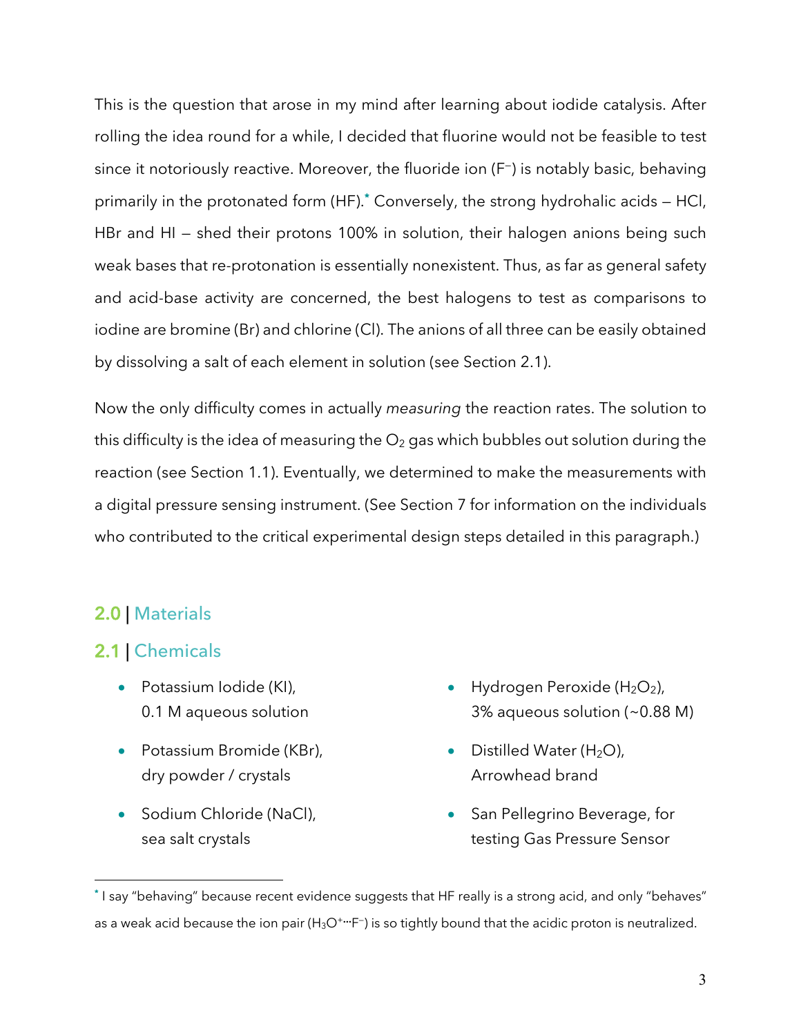This is the question that arose in my mind after learning about iodide catalysis. After rolling the idea round for a while, I decided that fluorine would not be feasible to test since it notoriously reactive. Moreover, the fluoride ion ($F^-$) is notably basic, behaving primarily in the protonated form (HF).* Conversely, the strong hydrohalic acids – HCl, HBr and HI – shed their protons 100% in solution, their halogen anions being such weak bases that re-protonation is essentially nonexistent. Thus, as far as general safety and acid-base activity are concerned, the best halogens to test as comparisons to iodine are bromine (Br) and chlorine (Cl). The anions of all three can be easily obtained by dissolving a salt of each element in solution (see Section 2.1).

Now the only difficulty comes in actually *measuring* the reaction rates. The solution to this difficulty is the idea of measuring the $O_2$ gas which bubbles out solution during the reaction (see Section 1.1). Eventually, we determined to make the measurements with a digital pressure sensing instrument. (See Section 7 for information on the individuals who contributed to the critical experimental design steps detailed in this paragraph.)

## 2.0 | Materials

### 2.1 | Chemicals

- Potassium Iodide (KI), 0.1 M aqueous solution
- Potassium Bromide (KBr), dry powder / crystals
- Sodium Chloride (NaCl), sea salt crystals
- Hydrogen Peroxide ($H_2O_2$), 3% aqueous solution (~0.88 M)
- Distilled Water ($H_2O$), Arrowhead brand
- San Pellegrino Beverage, for testing Gas Pressure Sensor

* I say "behaving" because recent evidence suggests that HF really is a strong acid, and only "behaves" as a weak acid because the ion pair ($H_3O^+ \cdots F^-$) is so tightly bound that the acidic proton is neutralized.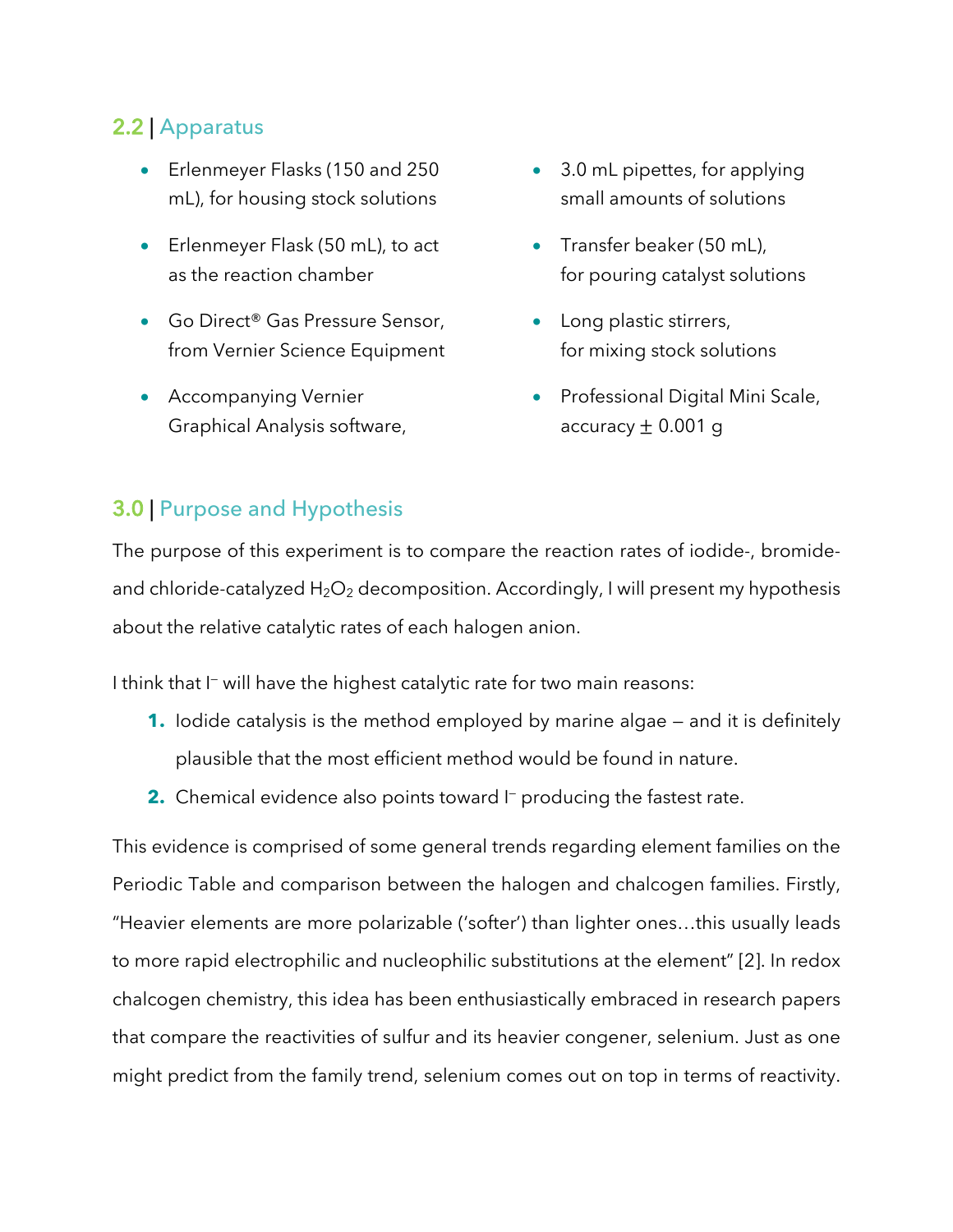## 2.2 | Apparatus

- Erlenmeyer Flasks (150 and 250 mL), for housing stock solutions
- Erlenmeyer Flask (50 mL), to act as the reaction chamber
- Go Direct® Gas Pressure Sensor, from Vernier Science Equipment
- Accompanying Vernier Graphical Analysis software,
- 3.0 mL pipettes, for applying small amounts of solutions
- Transfer beaker (50 mL), for pouring catalyst solutions
- Long plastic stirrers, for mixing stock solutions
- Professional Digital Mini Scale, accuracy ± 0.001 g

## 3.0 | Purpose and Hypothesis

The purpose of this experiment is to compare the reaction rates of iodide-, bromide- and chloride-catalyzed $H_2O_2$ decomposition. Accordingly, I will present my hypothesis about the relative catalytic rates of each halogen anion.

I think that $I^-$ will have the highest catalytic rate for two main reasons:

1. Iodide catalysis is the method employed by marine algae – and it is definitely plausible that the most efficient method would be found in nature.
2. Chemical evidence also points toward $I^-$ producing the fastest rate.

This evidence is comprised of some general trends regarding element families on the Periodic Table and comparison between the halogen and chalcogen families. Firstly, "Heavier elements are more polarizable ('softer') than lighter ones…this usually leads to more rapid electrophilic and nucleophilic substitutions at the element" [2]. In redox chalcogen chemistry, this idea has been enthusiastically embraced in research papers that compare the reactivities of sulfur and its heavier congener, selenium. Just as one might predict from the family trend, selenium comes out on top in terms of reactivity.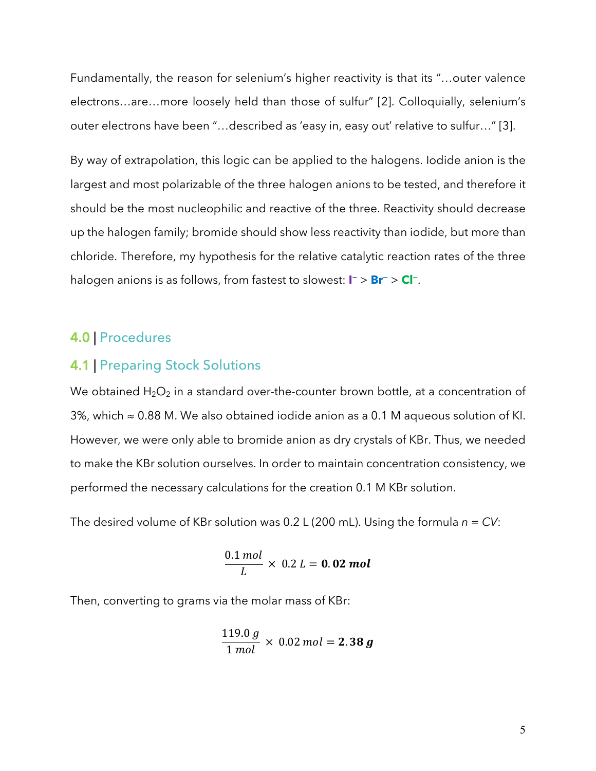Fundamentally, the reason for selenium's higher reactivity is that its "…outer valence electrons…are…more loosely held than those of sulfur" [2]. Colloquially, selenium's outer electrons have been "…described as 'easy in, easy out' relative to sulfur…" [3].

By way of extrapolation, this logic can be applied to the halogens. Iodide anion is the largest and most polarizable of the three halogen anions to be tested, and therefore it should be the most nucleophilic and reactive of the three. Reactivity should decrease up the halogen family; bromide should show less reactivity than iodide, but more than chloride. Therefore, my hypothesis for the relative catalytic reaction rates of the three halogen anions is as follows, from fastest to slowest: **$I^-$** > **$Br^-$** > **$Cl^-$**.

## 4.0 | Procedures

### 4.1 | Preparing Stock Solutions

We obtained $H_2O_2$ in a standard over-the-counter brown bottle, at a concentration of 3%, which ≈ 0.88 M. We also obtained iodide anion as a 0.1 M aqueous solution of KI. However, we were only able to bromide anion as dry crystals of KBr. Thus, we needed to make the KBr solution ourselves. In order to maintain concentration consistency, we performed the necessary calculations for the creation 0.1 M KBr solution.

The desired volume of KBr solution was 0.2 L (200 mL). Using the formula $n = CV$:

$$\frac{0.1\ mol}{L} \times 0.2\ L = \mathbf{0.02\ mol}$$

Then, converting to grams via the molar mass of KBr:

$$\frac{119.0\ g}{1\ mol} \times 0.02\ mol = \mathbf{2.38\ g}$$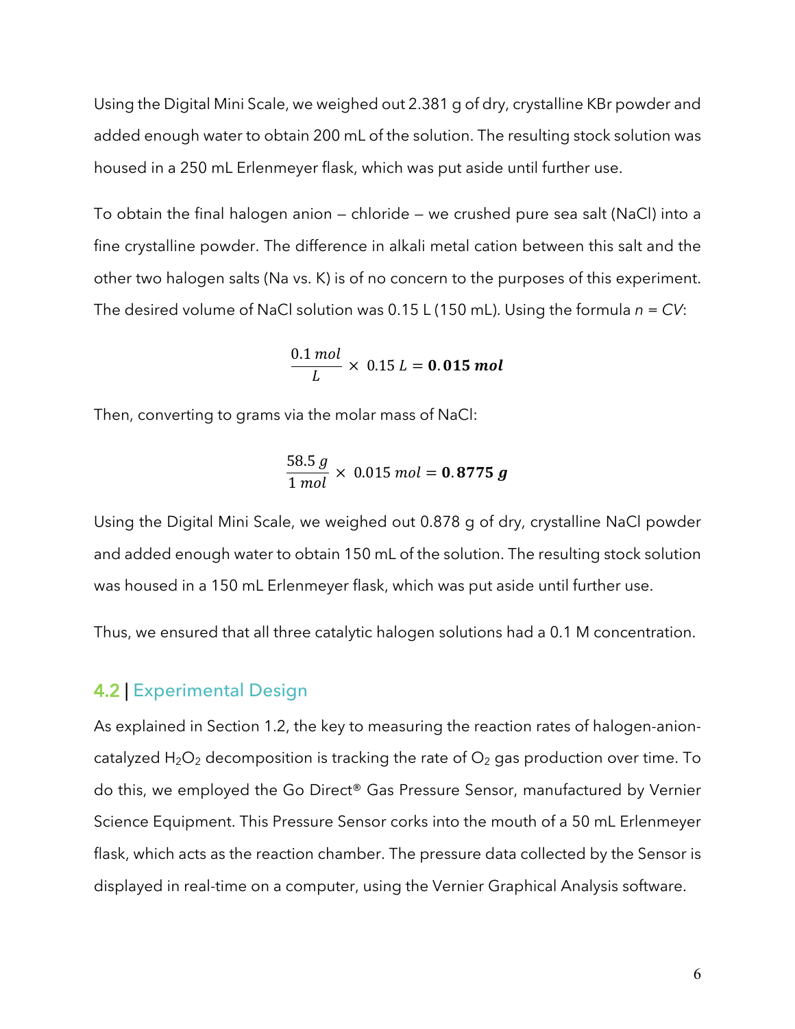Using the Digital Mini Scale, we weighed out 2.381 g of dry, crystalline KBr powder and added enough water to obtain 200 mL of the solution. The resulting stock solution was housed in a 250 mL Erlenmeyer flask, which was put aside until further use.

To obtain the final halogen anion — chloride — we crushed pure sea salt (NaCl) into a fine crystalline powder. The difference in alkali metal cation between this salt and the other two halogen salts (Na vs. K) is of no concern to the purposes of this experiment. The desired volume of NaCl solution was 0.15 L (150 mL). Using the formula $n = CV$:

$$\frac{0.1\ mol}{L} \times 0.15\ L = \mathbf{0.015\ mol}$$

Then, converting to grams via the molar mass of NaCl:

$$\frac{58.5\ g}{1\ mol} \times 0.015\ mol = \mathbf{0.8775\ g}$$

Using the Digital Mini Scale, we weighed out 0.878 g of dry, crystalline NaCl powder and added enough water to obtain 150 mL of the solution. The resulting stock solution was housed in a 150 mL Erlenmeyer flask, which was put aside until further use.

Thus, we ensured that all three catalytic halogen solutions had a 0.1 M concentration.

## 4.2 | Experimental Design

As explained in Section 1.2, the key to measuring the reaction rates of halogen-anion-catalyzed $H_2O_2$ decomposition is tracking the rate of $O_2$ gas production over time. To do this, we employed the Go Direct® Gas Pressure Sensor, manufactured by Vernier Science Equipment. This Pressure Sensor corks into the mouth of a 50 mL Erlenmeyer flask, which acts as the reaction chamber. The pressure data collected by the Sensor is displayed in real-time on a computer, using the Vernier Graphical Analysis software.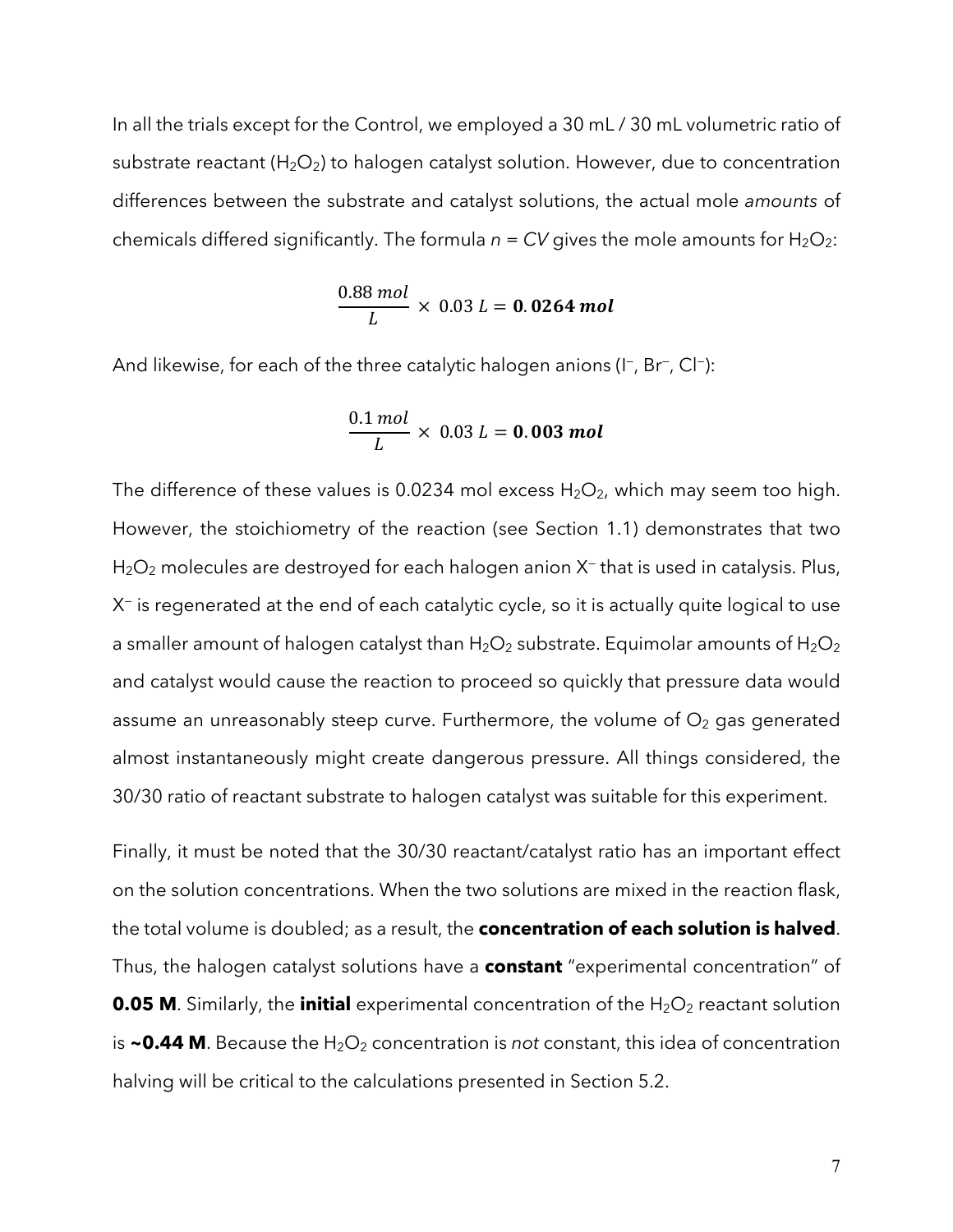In all the trials except for the Control, we employed a 30 mL / 30 mL volumetric ratio of substrate reactant ($H_2O_2$) to halogen catalyst solution. However, due to concentration differences between the substrate and catalyst solutions, the actual mole *amounts* of chemicals differed significantly. The formula $n = CV$ gives the mole amounts for $H_2O_2$:

$$\frac{0.88\ mol}{L} \times 0.03\ L = \mathbf{0.0264\ mol}$$

And likewise, for each of the three catalytic halogen anions ($I^-$, $Br^-$, $Cl^-$):

$$\frac{0.1\ mol}{L} \times 0.03\ L = \mathbf{0.003\ mol}$$

The difference of these values is 0.0234 mol excess $H_2O_2$, which may seem too high. However, the stoichiometry of the reaction (see Section 1.1) demonstrates that two $H_2O_2$ molecules are destroyed for each halogen anion $X^-$ that is used in catalysis. Plus, $X^-$ is regenerated at the end of each catalytic cycle, so it is actually quite logical to use a smaller amount of halogen catalyst than $H_2O_2$ substrate. Equimolar amounts of $H_2O_2$ and catalyst would cause the reaction to proceed so quickly that pressure data would assume an unreasonably steep curve. Furthermore, the volume of $O_2$ gas generated almost instantaneously might create dangerous pressure. All things considered, the 30/30 ratio of reactant substrate to halogen catalyst was suitable for this experiment.

Finally, it must be noted that the 30/30 reactant/catalyst ratio has an important effect on the solution concentrations. When the two solutions are mixed in the reaction flask, the total volume is doubled; as a result, the **concentration of each solution is halved**. Thus, the halogen catalyst solutions have a **constant** "experimental concentration" of **0.05 M**. Similarly, the **initial** experimental concentration of the $H_2O_2$ reactant solution is **~0.44 M**. Because the $H_2O_2$ concentration is *not* constant, this idea of concentration halving will be critical to the calculations presented in Section 5.2.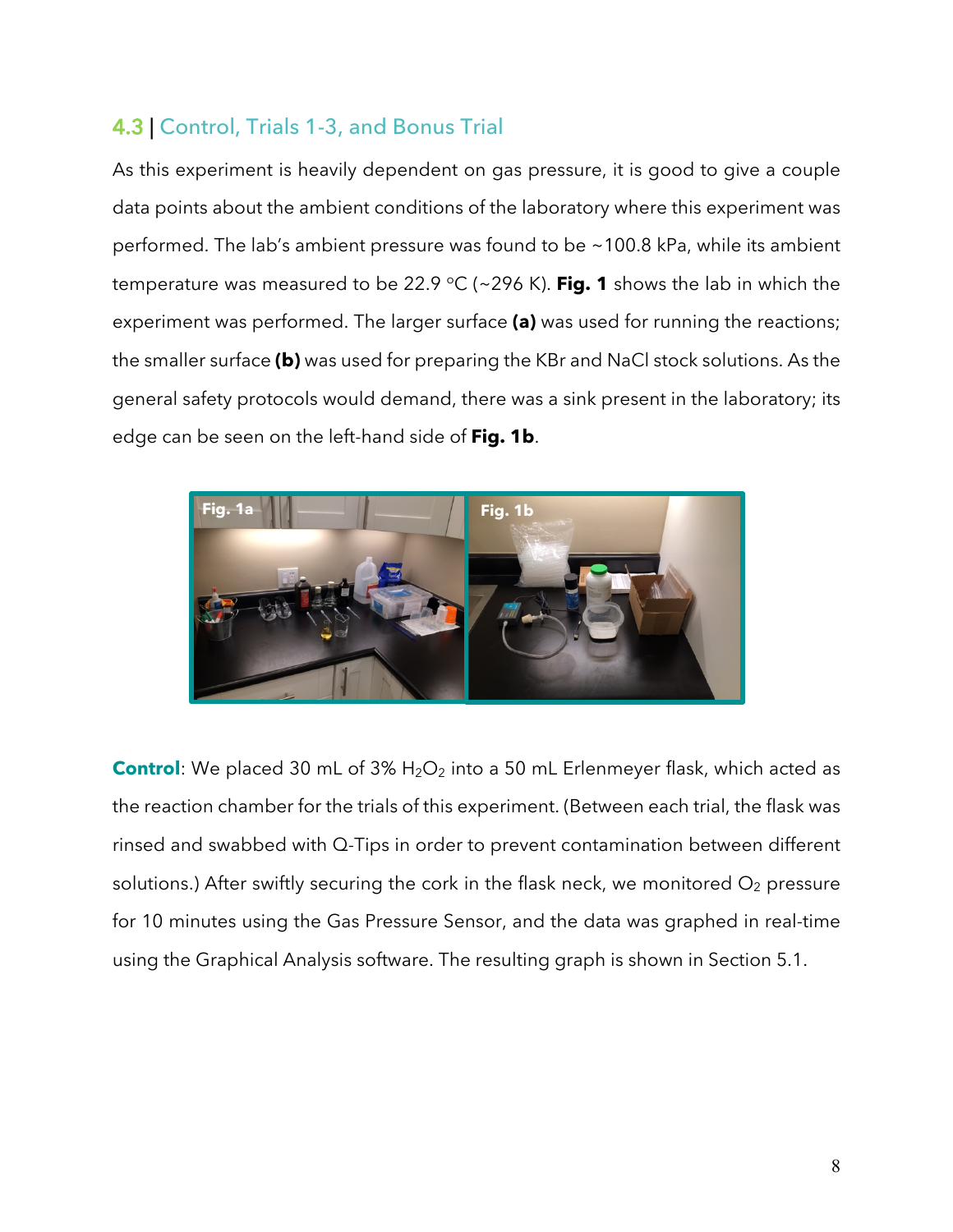## 4.3 | Control, Trials 1-3, and Bonus Trial

As this experiment is heavily dependent on gas pressure, it is good to give a couple data points about the ambient conditions of the laboratory where this experiment was performed. The lab's ambient pressure was found to be ~100.8 kPa, while its ambient temperature was measured to be 22.9 °C (~296 K). **Fig. 1** shows the lab in which the experiment was performed. The larger surface **(a)** was used for running the reactions; the smaller surface **(b)** was used for preparing the KBr and NaCl stock solutions. As the general safety protocols would demand, there was a sink present in the laboratory; its edge can be seen on the left-hand side of **Fig. 1b**.

Fig. 1a

Fig. 1b

**Control**: We placed 30 mL of 3% $H_2O_2$ into a 50 mL Erlenmeyer flask, which acted as the reaction chamber for the trials of this experiment. (Between each trial, the flask was rinsed and swabbed with Q-Tips in order to prevent contamination between different solutions.) After swiftly securing the cork in the flask neck, we monitored $O_2$ pressure for 10 minutes using the Gas Pressure Sensor, and the data was graphed in real-time using the Graphical Analysis software. The resulting graph is shown in Section 5.1.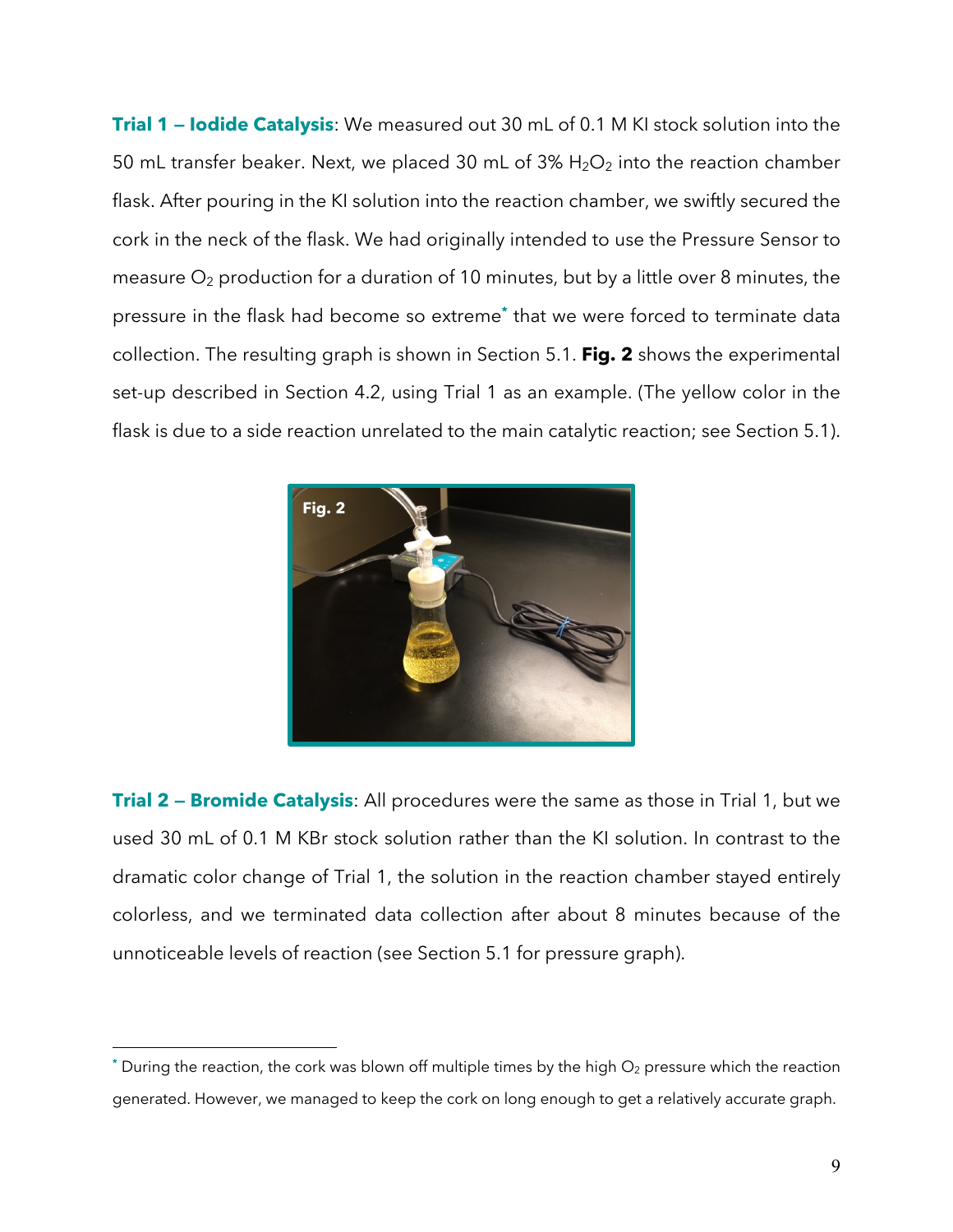**Trial 1 – Iodide Catalysis**: We measured out 30 mL of 0.1 M KI stock solution into the 50 mL transfer beaker. Next, we placed 30 mL of 3% $H_2O_2$ into the reaction chamber flask. After pouring in the KI solution into the reaction chamber, we swiftly secured the cork in the neck of the flask. We had originally intended to use the Pressure Sensor to measure $O_2$ production for a duration of 10 minutes, but by a little over 8 minutes, the pressure in the flask had become so extreme* that we were forced to terminate data collection. The resulting graph is shown in Section 5.1. **Fig. 2** shows the experimental set-up described in Section 4.2, using Trial 1 as an example. (The yellow color in the flask is due to a side reaction unrelated to the main catalytic reaction; see Section 5.1).

Fig. 2

**Trial 2 – Bromide Catalysis**: All procedures were the same as those in Trial 1, but we used 30 mL of 0.1 M KBr stock solution rather than the KI solution. In contrast to the dramatic color change of Trial 1, the solution in the reaction chamber stayed entirely colorless, and we terminated data collection after about 8 minutes because of the unnoticeable levels of reaction (see Section 5.1 for pressure graph).

---

* During the reaction, the cork was blown off multiple times by the high $O_2$ pressure which the reaction generated. However, we managed to keep the cork on long enough to get a relatively accurate graph.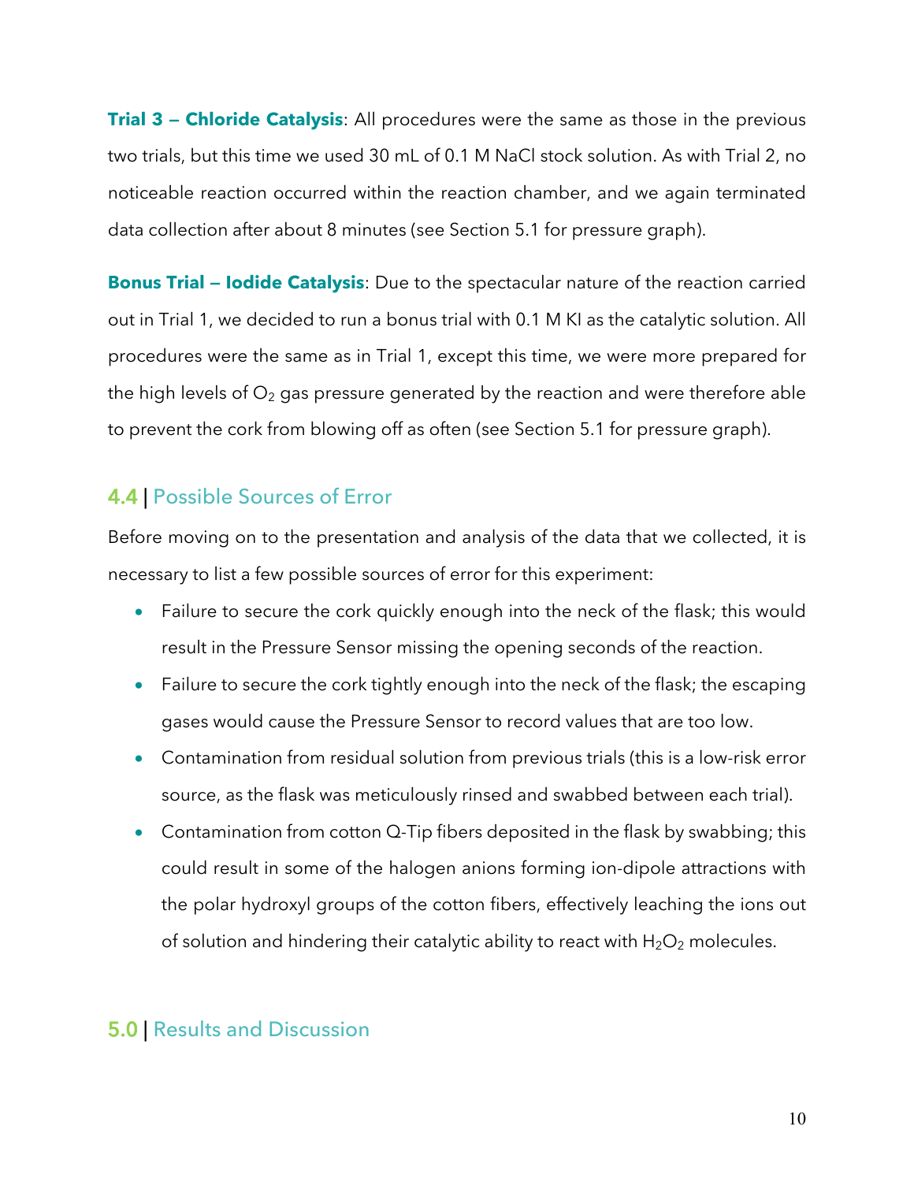**Trial 3 – Chloride Catalysis**: All procedures were the same as those in the previous two trials, but this time we used 30 mL of 0.1 M NaCl stock solution. As with Trial 2, no noticeable reaction occurred within the reaction chamber, and we again terminated data collection after about 8 minutes (see Section 5.1 for pressure graph).

**Bonus Trial – Iodide Catalysis**: Due to the spectacular nature of the reaction carried out in Trial 1, we decided to run a bonus trial with 0.1 M KI as the catalytic solution. All procedures were the same as in Trial 1, except this time, we were more prepared for the high levels of $O_2$ gas pressure generated by the reaction and were therefore able to prevent the cork from blowing off as often (see Section 5.1 for pressure graph).

## 4.4 | Possible Sources of Error

Before moving on to the presentation and analysis of the data that we collected, it is necessary to list a few possible sources of error for this experiment:

- Failure to secure the cork quickly enough into the neck of the flask; this would result in the Pressure Sensor missing the opening seconds of the reaction.
- Failure to secure the cork tightly enough into the neck of the flask; the escaping gases would cause the Pressure Sensor to record values that are too low.
- Contamination from residual solution from previous trials (this is a low-risk error source, as the flask was meticulously rinsed and swabbed between each trial).
- Contamination from cotton Q-Tip fibers deposited in the flask by swabbing; this could result in some of the halogen anions forming ion-dipole attractions with the polar hydroxyl groups of the cotton fibers, effectively leaching the ions out of solution and hindering their catalytic ability to react with $H_2O_2$ molecules.

## 5.0 | Results and Discussion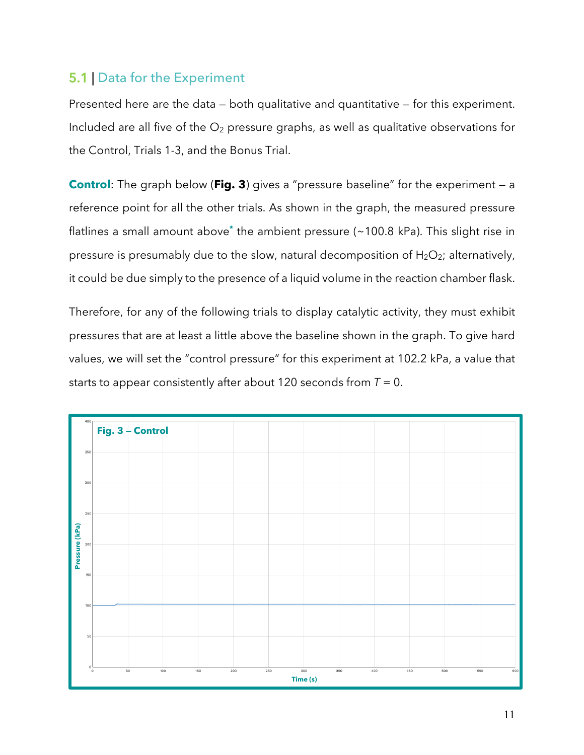## 5.1 | Data for the Experiment

Presented here are the data — both qualitative and quantitative — for this experiment. Included are all five of the $O_2$ pressure graphs, as well as qualitative observations for the Control, Trials 1-3, and the Bonus Trial.

**Control**: The graph below (**Fig. 3**) gives a "pressure baseline" for the experiment — a reference point for all the other trials. As shown in the graph, the measured pressure flatlines a small amount above* the ambient pressure (~100.8 kPa). This slight rise in pressure is presumably due to the slow, natural decomposition of $H_2O_2$; alternatively, it could be due simply to the presence of a liquid volume in the reaction chamber flask.

Therefore, for any of the following trials to display catalytic activity, they must exhibit pressures that are at least a little above the baseline shown in the graph. To give hard values, we will set the "control pressure" for this experiment at 102.2 kPa, a value that starts to appear consistently after about 120 seconds from $T = 0$.

**Fig. 3 — Control**

Pressure (kPa)

400
350
300
250
200
150
100
50
0

0
50
100
150
200
250
300
350
400
450
500
550
600

Time (s)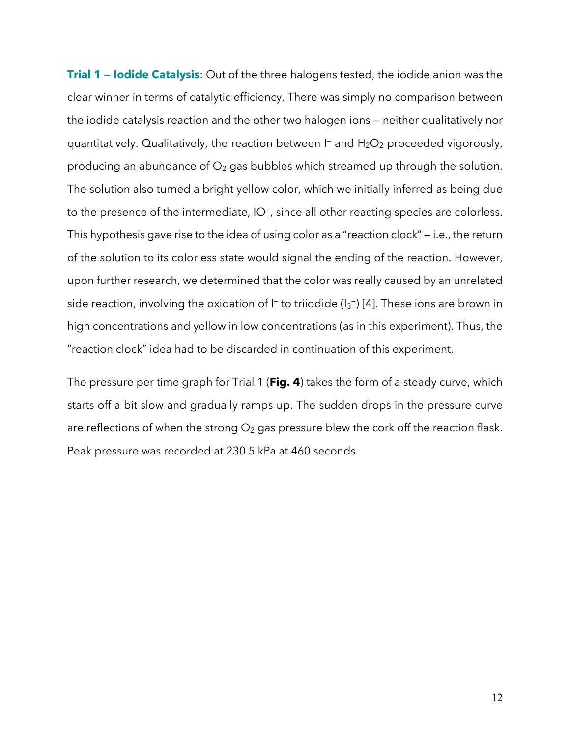**Trial 1 — Iodide Catalysis**: Out of the three halogens tested, the iodide anion was the clear winner in terms of catalytic efficiency. There was simply no comparison between the iodide catalysis reaction and the other two halogen ions — neither qualitatively nor quantitatively. Qualitatively, the reaction between $I^-$ and $H_2O_2$ proceeded vigorously, producing an abundance of $O_2$ gas bubbles which streamed up through the solution. The solution also turned a bright yellow color, which we initially inferred as being due to the presence of the intermediate, $IO^-$, since all other reacting species are colorless. This hypothesis gave rise to the idea of using color as a "reaction clock" — i.e., the return of the solution to its colorless state would signal the ending of the reaction. However, upon further research, we determined that the color was really caused by an unrelated side reaction, involving the oxidation of $I^-$ to triiodide ($I_3^-$) [4]. These ions are brown in high concentrations and yellow in low concentrations (as in this experiment). Thus, the "reaction clock" idea had to be discarded in continuation of this experiment.

The pressure per time graph for Trial 1 (**Fig. 4**) takes the form of a steady curve, which starts off a bit slow and gradually ramps up. The sudden drops in the pressure curve are reflections of when the strong $O_2$ gas pressure blew the cork off the reaction flask. Peak pressure was recorded at 230.5 kPa at 460 seconds.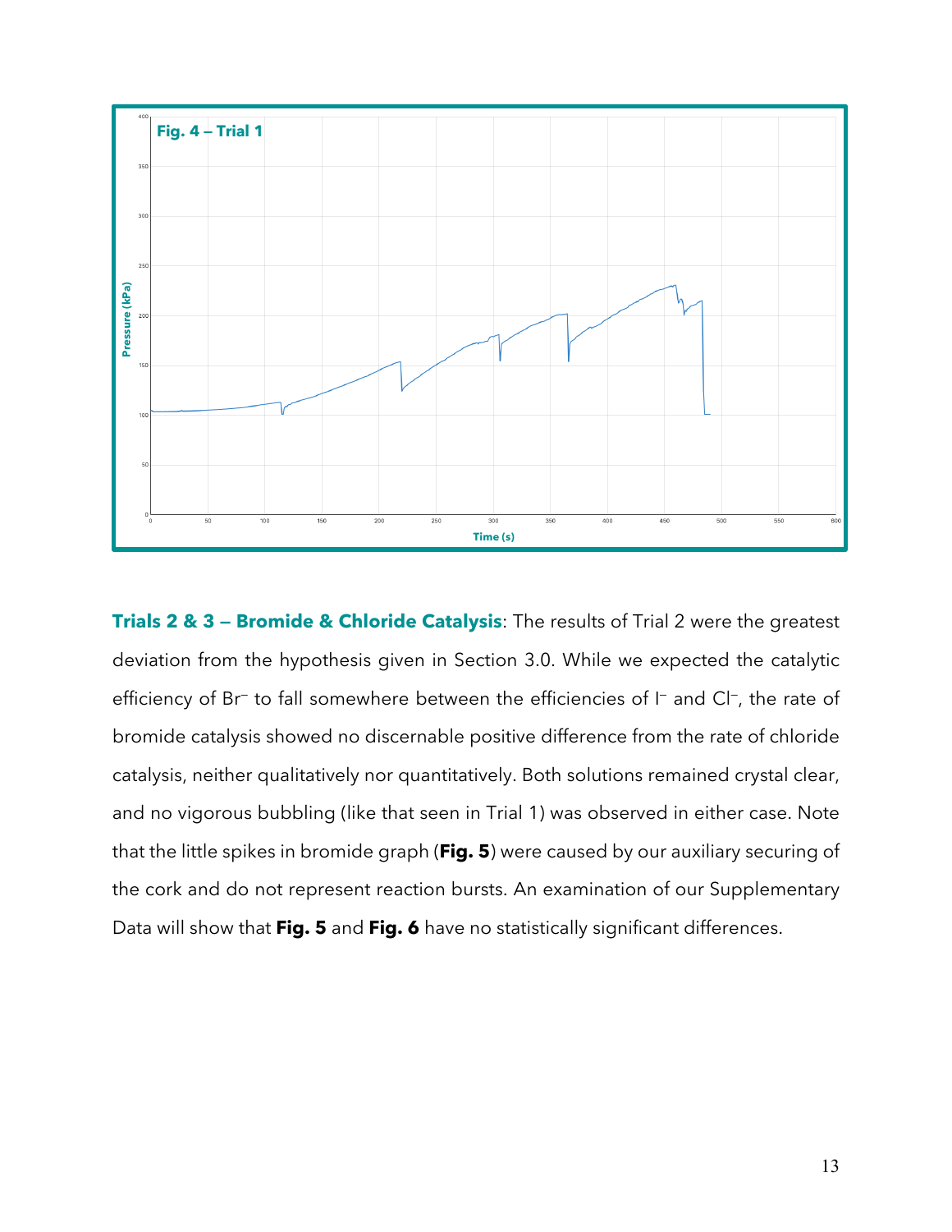Fig. 4 – Trial 1

Pressure (kPa)

400
350
300
250
200
150
100
50
0

Time (s)

0
50
100
150
200
250
300
350
400
450
500
550
600

**Trials 2 & 3 – Bromide & Chloride Catalysis**: The results of Trial 2 were the greatest deviation from the hypothesis given in Section 3.0. While we expected the catalytic efficiency of $Br^-$ to fall somewhere between the efficiencies of $I^-$ and $Cl^-$, the rate of bromide catalysis showed no discernable positive difference from the rate of chloride catalysis, neither qualitatively nor quantitatively. Both solutions remained crystal clear, and no vigorous bubbling (like that seen in Trial 1) was observed in either case. Note that the little spikes in bromide graph (**Fig. 5**) were caused by our auxiliary securing of the cork and do not represent reaction bursts. An examination of our Supplementary Data will show that **Fig. 5** and **Fig. 6** have no statistically significant differences.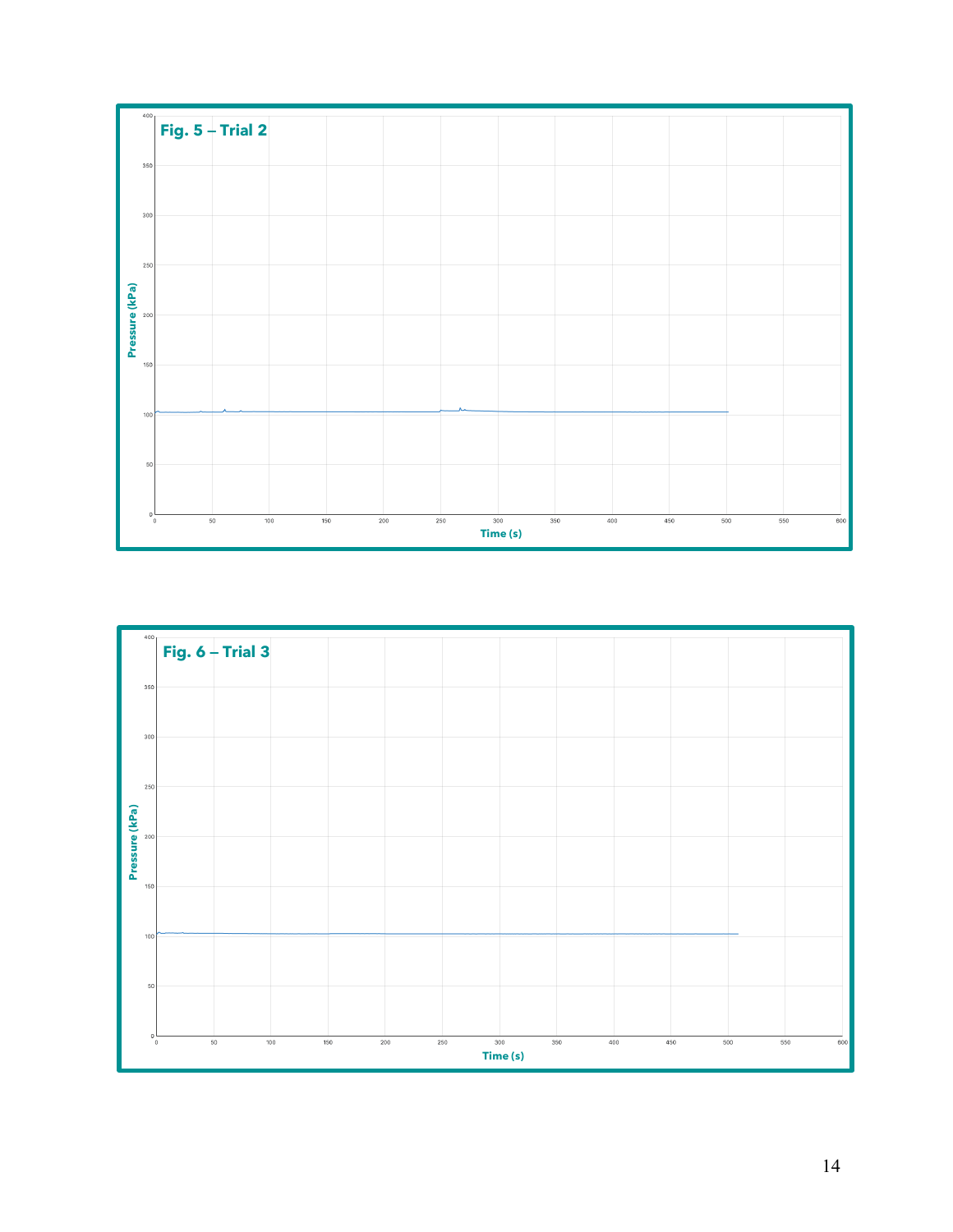Fig. 5 – Trial 2

Pressure (kPa)

400
350
300
250
200
150
100
50
0

0 50 100 150 200 250 300 350 400 450 500 550 600

Time (s)

Fig. 6 – Trial 3

Pressure (kPa)

400
350
300
250
200
150
100
50
0

0 50 100 150 200 250 300 350 400 450 500 550 600

Time (s)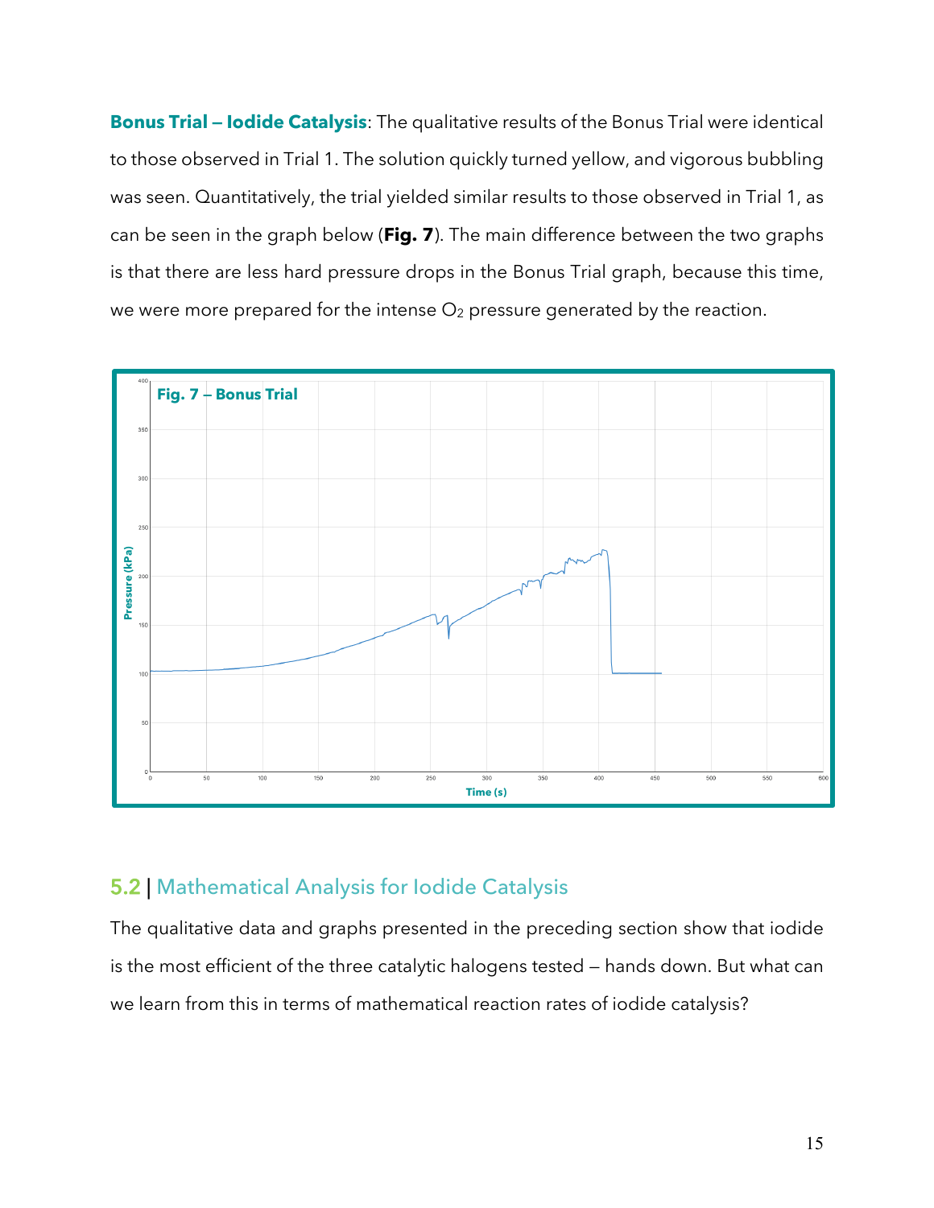**Bonus Trial — Iodide Catalysis**: The qualitative results of the Bonus Trial were identical to those observed in Trial 1. The solution quickly turned yellow, and vigorous bubbling was seen. Quantitatively, the trial yielded similar results to those observed in Trial 1, as can be seen in the graph below (**Fig. 7**). The main difference between the two graphs is that there are less hard pressure drops in the Bonus Trial graph, because this time, we were more prepared for the intense $O_2$ pressure generated by the reaction.

Fig. 7 — Bonus Trial

Pressure (kPa)

0
50
100
150
200
250
300
350
400

Time (s)

0
50
100
150
200
250
300
350
400
450
500
550
600

## 5.2 | Mathematical Analysis for Iodide Catalysis

The qualitative data and graphs presented in the preceding section show that iodide is the most efficient of the three catalytic halogens tested — hands down. But what can we learn from this in terms of mathematical reaction rates of iodide catalysis?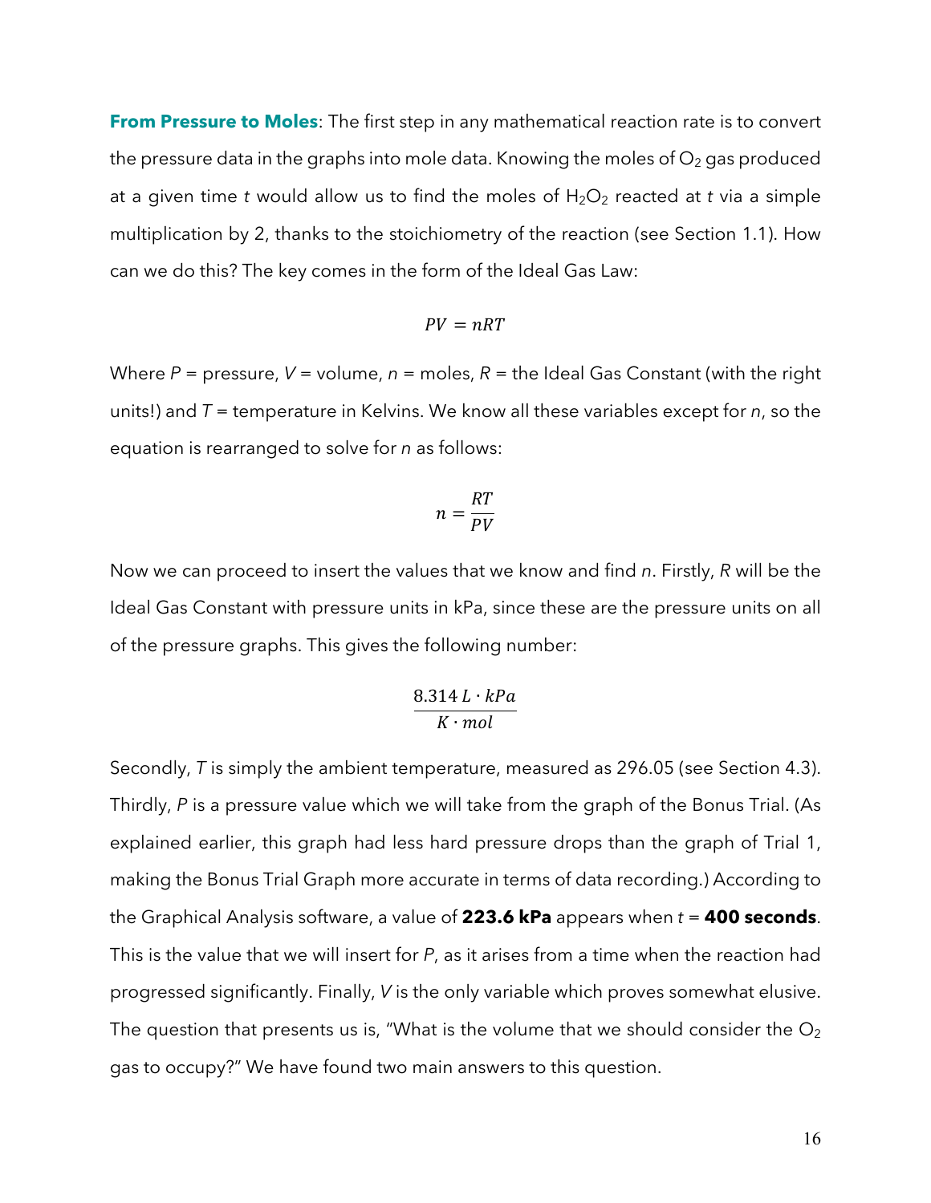**From Pressure to Moles**: The first step in any mathematical reaction rate is to convert the pressure data in the graphs into mole data. Knowing the moles of $O_2$ gas produced at a given time *t* would allow us to find the moles of $H_2O_2$ reacted at *t* via a simple multiplication by 2, thanks to the stoichiometry of the reaction (see Section 1.1). How can we do this? The key comes in the form of the Ideal Gas Law:

$$PV = nRT$$

Where *P* = pressure, *V* = volume, *n* = moles, *R* = the Ideal Gas Constant (with the right units!) and *T* = temperature in Kelvins. We know all these variables except for *n*, so the equation is rearranged to solve for *n* as follows:

$$n = \frac{RT}{PV}$$

Now we can proceed to insert the values that we know and find *n*. Firstly, *R* will be the Ideal Gas Constant with pressure units in kPa, since these are the pressure units on all of the pressure graphs. This gives the following number:

$$\frac{8.314\, L \cdot kPa}{K \cdot mol}$$

Secondly, *T* is simply the ambient temperature, measured as 296.05 (see Section 4.3). Thirdly, *P* is a pressure value which we will take from the graph of the Bonus Trial. (As explained earlier, this graph had less hard pressure drops than the graph of Trial 1, making the Bonus Trial Graph more accurate in terms of data recording.) According to the Graphical Analysis software, a value of **223.6 kPa** appears when *t* = **400 seconds**. This is the value that we will insert for *P*, as it arises from a time when the reaction had progressed significantly. Finally, *V* is the only variable which proves somewhat elusive. The question that presents us is, "What is the volume that we should consider the $O_2$ gas to occupy?" We have found two main answers to this question.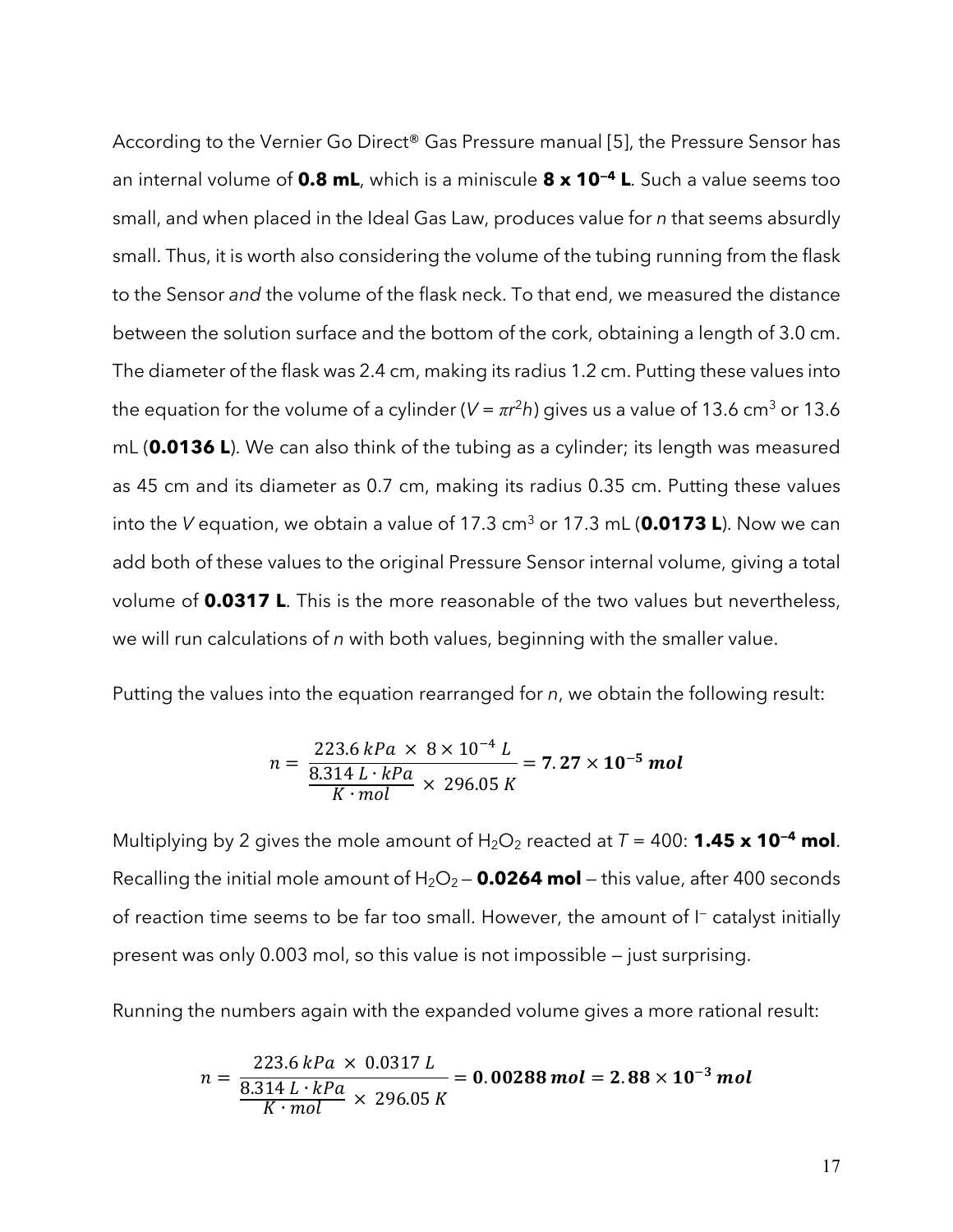According to the Vernier Go Direct® Gas Pressure manual [5], the Pressure Sensor has an internal volume of **0.8 mL**, which is a miniscule **$8 \times 10^{-4}$ L**. Such a value seems too small, and when placed in the Ideal Gas Law, produces value for *n* that seems absurdly small. Thus, it is worth also considering the volume of the tubing running from the flask to the Sensor *and* the volume of the flask neck. To that end, we measured the distance between the solution surface and the bottom of the cork, obtaining a length of 3.0 cm. The diameter of the flask was 2.4 cm, making its radius 1.2 cm. Putting these values into the equation for the volume of a cylinder ($V = \pi r^2 h$) gives us a value of 13.6 $cm^3$ or 13.6 mL (**0.0136 L**). We can also think of the tubing as a cylinder; its length was measured as 45 cm and its diameter as 0.7 cm, making its radius 0.35 cm. Putting these values into the *V* equation, we obtain a value of 17.3 $cm^3$ or 17.3 mL (**0.0173 L**). Now we can add both of these values to the original Pressure Sensor internal volume, giving a total volume of **0.0317 L**. This is the more reasonable of the two values but nevertheless, we will run calculations of *n* with both values, beginning with the smaller value.

Putting the values into the equation rearranged for *n*, we obtain the following result:

$$n = \frac{223.6\, kPa \times 8 \times 10^{-4}\, L}{\frac{8.314\, L \cdot kPa}{K \cdot mol} \times 296.05\, K} = \mathbf{7.27 \times 10^{-5}\, mol}$$

Multiplying by 2 gives the mole amount of $H_2O_2$ reacted at $T$ = 400: **$1.45 \times 10^{-4}$ mol**. Recalling the initial mole amount of $H_2O_2$ – **0.0264 mol** – this value, after 400 seconds of reaction time seems to be far too small. However, the amount of $I^-$ catalyst initially present was only 0.003 mol, so this value is not impossible – just surprising.

Running the numbers again with the expanded volume gives a more rational result:

$$n = \frac{223.6\, kPa \times 0.0317\, L}{\frac{8.314\, L \cdot kPa}{K \cdot mol} \times 296.05\, K} = \mathbf{0.00288\, mol = 2.88 \times 10^{-3}\, mol}$$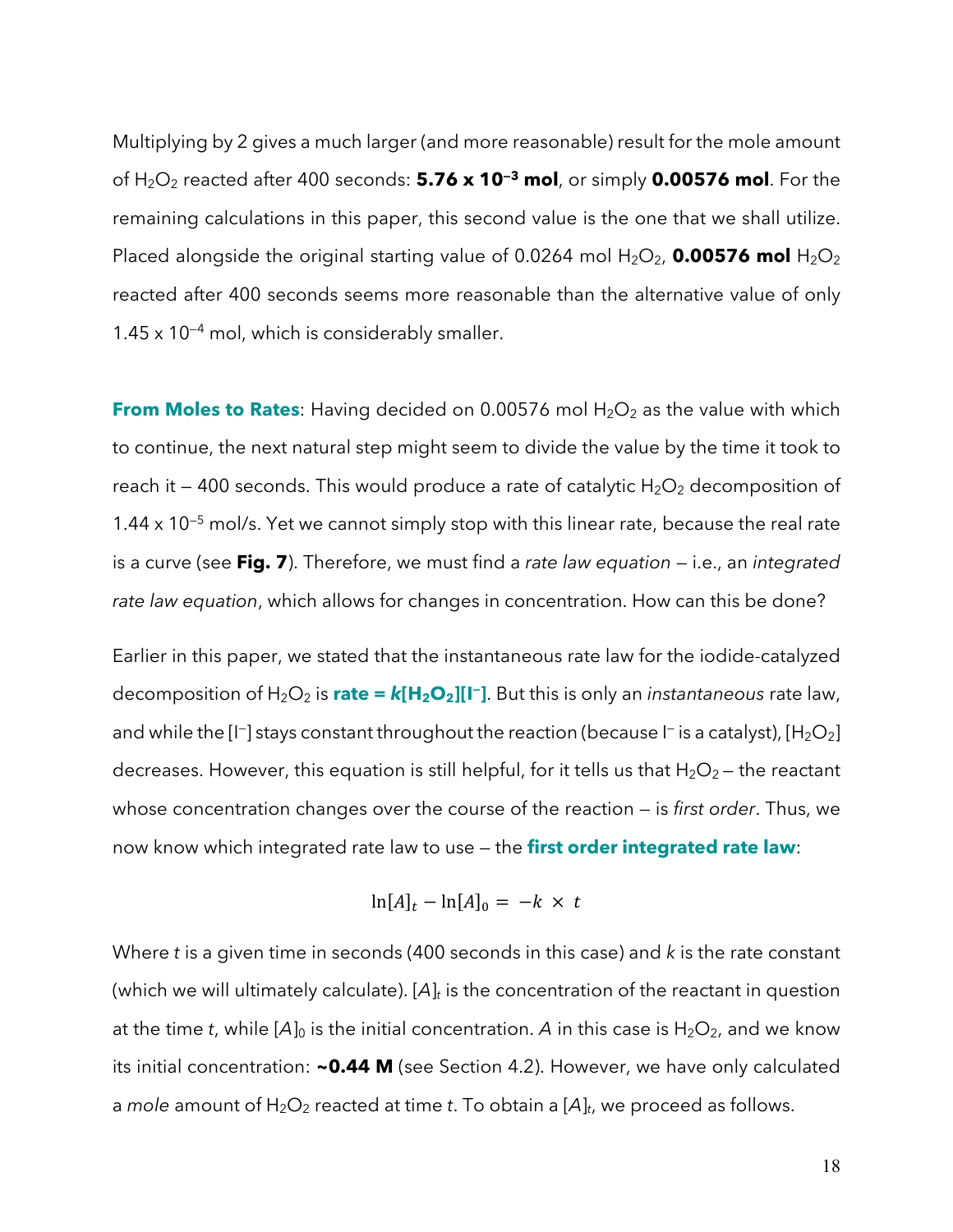Multiplying by 2 gives a much larger (and more reasonable) result for the mole amount of $H_2O_2$ reacted after 400 seconds: **$5.76 \times 10^{-3}$ mol**, or simply **0.00576 mol**. For the remaining calculations in this paper, this second value is the one that we shall utilize. Placed alongside the original starting value of 0.0264 mol $H_2O_2$, **0.00576 mol** $H_2O_2$ reacted after 400 seconds seems more reasonable than the alternative value of only $1.45 \times 10^{-4}$ mol, which is considerably smaller.

**From Moles to Rates**: Having decided on 0.00576 mol $H_2O_2$ as the value with which to continue, the next natural step might seem to divide the value by the time it took to reach it – 400 seconds. This would produce a rate of catalytic $H_2O_2$ decomposition of $1.44 \times 10^{-5}$ mol/s. Yet we cannot simply stop with this linear rate, because the real rate is a curve (see **Fig. 7**). Therefore, we must find a *rate law equation* – i.e., an *integrated rate law equation*, which allows for changes in concentration. How can this be done?

Earlier in this paper, we stated that the instantaneous rate law for the iodide-catalyzed decomposition of $H_2O_2$ is **rate = $k[H_2O_2][I^-]$**. But this is only an *instantaneous* rate law, and while the $[I^-]$ stays constant throughout the reaction (because $I^-$ is a catalyst), $[H_2O_2]$ decreases. However, this equation is still helpful, for it tells us that $H_2O_2$ – the reactant whose concentration changes over the course of the reaction – is *first order*. Thus, we now know which integrated rate law to use – the **first order integrated rate law**:

$$\ln[A]_t - \ln[A]_0 = -k \times t$$

Where $t$ is a given time in seconds (400 seconds in this case) and $k$ is the rate constant (which we will ultimately calculate). $[A]_t$ is the concentration of the reactant in question at the time $t$, while $[A]_0$ is the initial concentration. $A$ in this case is $H_2O_2$, and we know its initial concentration: **~0.44 M** (see Section 4.2). However, we have only calculated a *mole* amount of $H_2O_2$ reacted at time $t$. To obtain a $[A]_t$, we proceed as follows.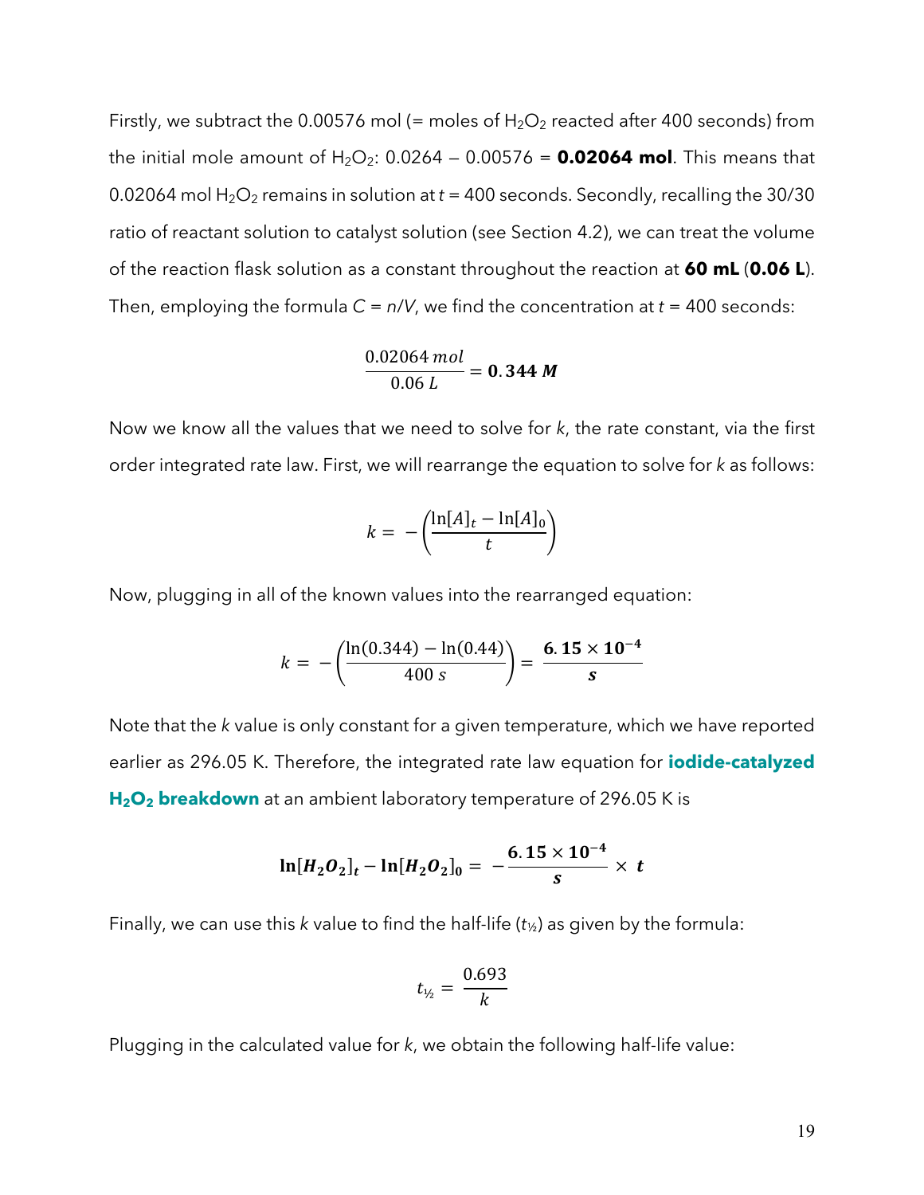Firstly, we subtract the 0.00576 mol (= moles of $H_2O_2$ reacted after 400 seconds) from the initial mole amount of $H_2O_2$: 0.0264 − 0.00576 = **0.02064 mol**. This means that 0.02064 mol $H_2O_2$ remains in solution at $t$ = 400 seconds. Secondly, recalling the 30/30 ratio of reactant solution to catalyst solution (see Section 4.2), we can treat the volume of the reaction flask solution as a constant throughout the reaction at **60 mL** (**0.06 L**). Then, employing the formula $C = n/V$, we find the concentration at $t$ = 400 seconds:

$$\frac{0.02064\ mol}{0.06\ L} = \mathbf{0.344\ M}$$

Now we know all the values that we need to solve for $k$, the rate constant, via the first order integrated rate law. First, we will rearrange the equation to solve for $k$ as follows:

$$k = -\left(\frac{\ln[A]_t - \ln[A]_0}{t}\right)$$

Now, plugging in all of the known values into the rearranged equation:

$$k = -\left(\frac{\ln(0.344) - \ln(0.44)}{400\ s}\right) = \frac{\mathbf{6.15 \times 10^{-4}}}{\boldsymbol{s}}$$

Note that the $k$ value is only constant for a given temperature, which we have reported earlier as 296.05 K. Therefore, the integrated rate law equation for **iodide-catalyzed $H_2O_2$ breakdown** at an ambient laboratory temperature of 296.05 K is

$$\mathbf{\ln[H_2O_2]_t - \ln[H_2O_2]_0 = -\frac{6.15 \times 10^{-4}}{\boldsymbol{s}} \times \boldsymbol{t}}$$

Finally, we can use this $k$ value to find the half-life ($t_{½}$) as given by the formula:

$$t_{½} = \frac{0.693}{k}$$

Plugging in the calculated value for $k$, we obtain the following half-life value: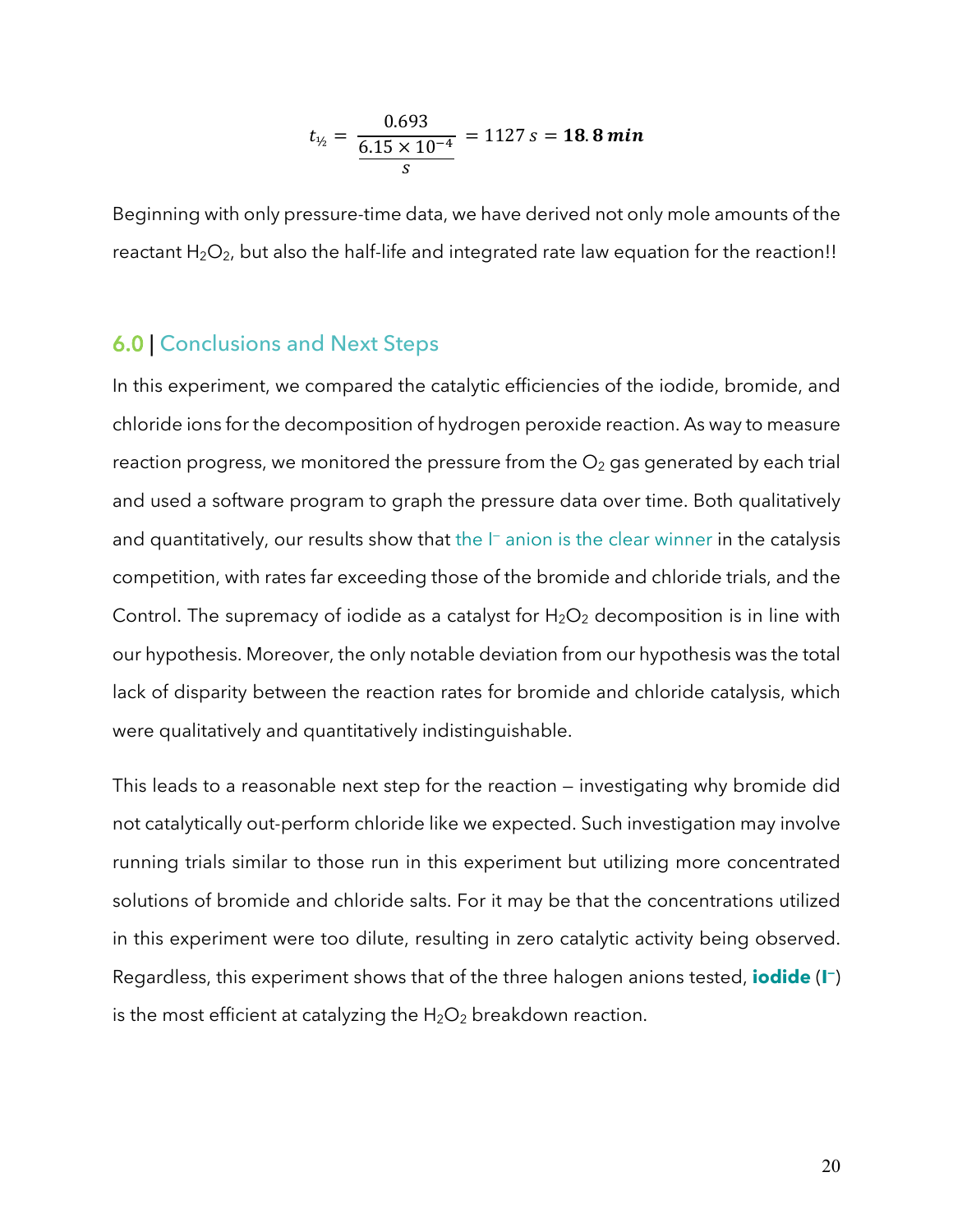$$t_{½} = \frac{0.693}{\frac{6.15 \times 10^{-4}}{s}} = 1127\ s = \mathbf{18.8\ min}$$

Beginning with only pressure-time data, we have derived not only mole amounts of the reactant $H_2O_2$, but also the half-life and integrated rate law equation for the reaction!!

## 6.0 | Conclusions and Next Steps

In this experiment, we compared the catalytic efficiencies of the iodide, bromide, and chloride ions for the decomposition of hydrogen peroxide reaction. As way to measure reaction progress, we monitored the pressure from the $O_2$ gas generated by each trial and used a software program to graph the pressure data over time. Both qualitatively and quantitatively, our results show that the $I^-$ anion is the clear winner in the catalysis competition, with rates far exceeding those of the bromide and chloride trials, and the Control. The supremacy of iodide as a catalyst for $H_2O_2$ decomposition is in line with our hypothesis. Moreover, the only notable deviation from our hypothesis was the total lack of disparity between the reaction rates for bromide and chloride catalysis, which were qualitatively and quantitatively indistinguishable.

This leads to a reasonable next step for the reaction — investigating why bromide did not catalytically out-perform chloride like we expected. Such investigation may involve running trials similar to those run in this experiment but utilizing more concentrated solutions of bromide and chloride salts. For it may be that the concentrations utilized in this experiment were too dilute, resulting in zero catalytic activity being observed. Regardless, this experiment shows that of the three halogen anions tested, **iodide ($I^-$)** is the most efficient at catalyzing the $H_2O_2$ breakdown reaction.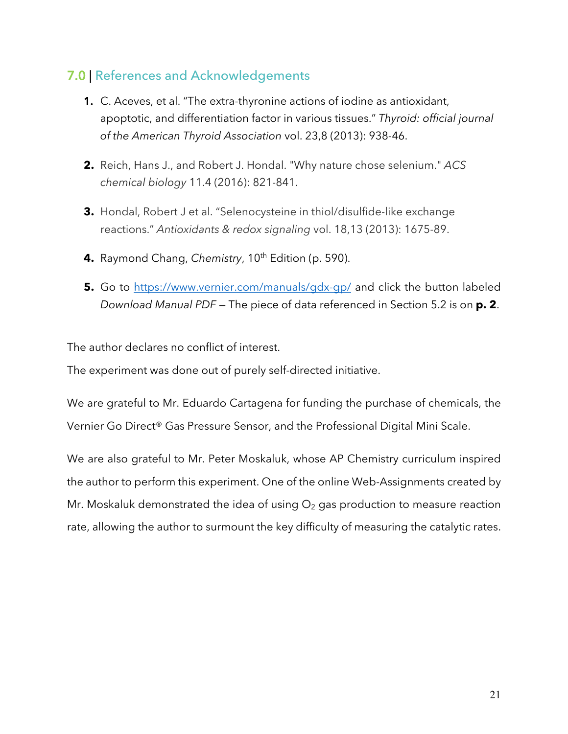## 7.0 | References and Acknowledgements

1. C. Aceves, et al. "The extra-thyronine actions of iodine as antioxidant, apoptotic, and differentiation factor in various tissues." *Thyroid: official journal of the American Thyroid Association* vol. 23,8 (2013): 938-46.

2. Reich, Hans J., and Robert J. Hondal. "Why nature chose selenium." *ACS chemical biology* 11.4 (2016): 821-841.

3. Hondal, Robert J et al. "Selenocysteine in thiol/disulfide-like exchange reactions." *Antioxidants & redox signaling* vol. 18,13 (2013): 1675-89.

4. Raymond Chang, *Chemistry*, 10$^{th}$ Edition (p. 590).

5. Go to [https://www.vernier.com/manuals/gdx-gp/](https://www.vernier.com/manuals/gdx-gp/) and click the button labeled *Download Manual PDF* – The piece of data referenced in Section 5.2 is on **p. 2**.

The author declares no conflict of interest.

The experiment was done out of purely self-directed initiative.

We are grateful to Mr. Eduardo Cartagena for funding the purchase of chemicals, the Vernier Go Direct® Gas Pressure Sensor, and the Professional Digital Mini Scale.

We are also grateful to Mr. Peter Moskaluk, whose AP Chemistry curriculum inspired the author to perform this experiment. One of the online Web-Assignments created by Mr. Moskaluk demonstrated the idea of using $O_2$ gas production to measure reaction rate, allowing the author to surmount the key difficulty of measuring the catalytic rates.